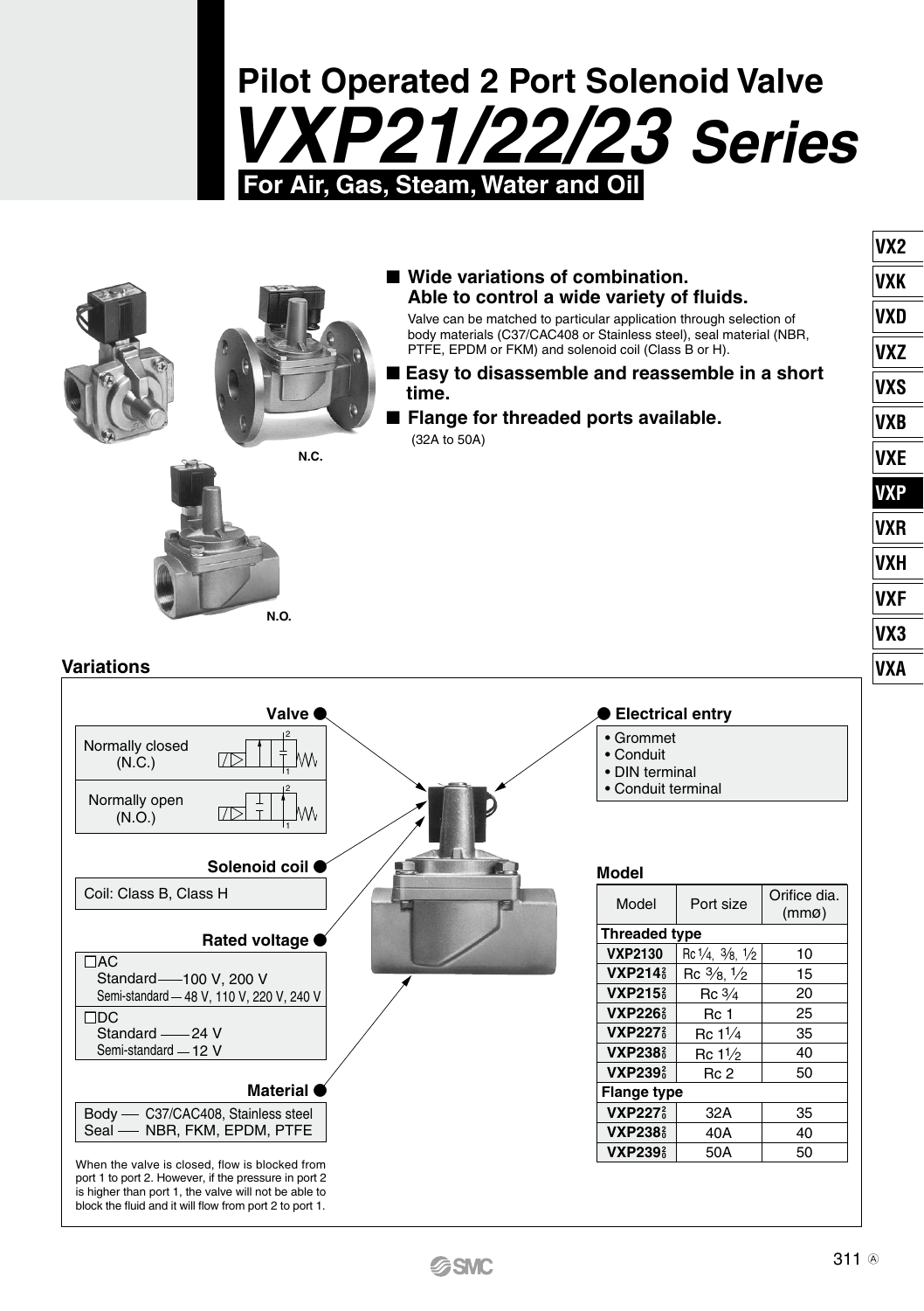# Pilot Operated 2 Port Solenoid Valve

# *VXP21/22/23 Series*

**For Air, Gas, Steam, Water and Oil**

N.C.

N.O.

■ **Wide variations of combination. Able to control a wide variety of fluids.**

Valve can be matched to particular application through selection of body materials (C37/CAC408 or Stainless steel), seal material (NBR, PTFE, EPDM or FKM) and solenoid coil (Class B or H).

■ **Easy to disassemble and reassemble in a short time.**

■ **Flange for threaded ports available.**

(32A to 50A)

## Variations

**Valve**

- Normally closed (N.C.)
- Normally open (N.O.)

**Solenoid coil**

Coil: Class B, Class H

**Rated voltage**

☐AC
Standard —— 100 V, 200 V
Semi-standard — 48 V, 110 V, 220 V, 240 V

☐DC
Standard —— 24 V
Semi-standard — 12 V

**Material**

Body — C37/CAC408, Stainless steel
Seal — NBR, FKM, EPDM, PTFE

When the valve is closed, flow is blocked from port 1 to port 2. However, if the pressure in port 2 is higher than port 1, the valve will not be able to block the fluid and it will flow from port 2 to port 1.

**Electrical entry**

- Grommet
- Conduit
- DIN terminal
- Conduit terminal

**Model**

| Model | Port size | Orifice dia. (mmø) |
|---|---|---|
| **Threaded type** | | |
| **VXP2130** | Rc 1/4, 3/8, 1/2 | 10 |
| **VXP214$^{2}_{0}$** | Rc 3/8, 1/2 | 15 |
| **VXP215$^{2}_{0}$** | Rc 3/4 | 20 |
| **VXP226$^{2}_{0}$** | Rc 1 | 25 |
| **VXP227$^{2}_{0}$** | Rc 1 1/4 | 35 |
| **VXP238$^{2}_{0}$** | Rc 1 1/2 | 40 |
| **VXP239$^{2}_{0}$** | Rc 2 | 50 |
| **Flange type** | | |
| **VXP227$^{2}_{0}$** | 32A | 35 |
| **VXP238$^{2}_{0}$** | 40A | 40 |
| **VXP239$^{2}_{0}$** | 50A | 50 |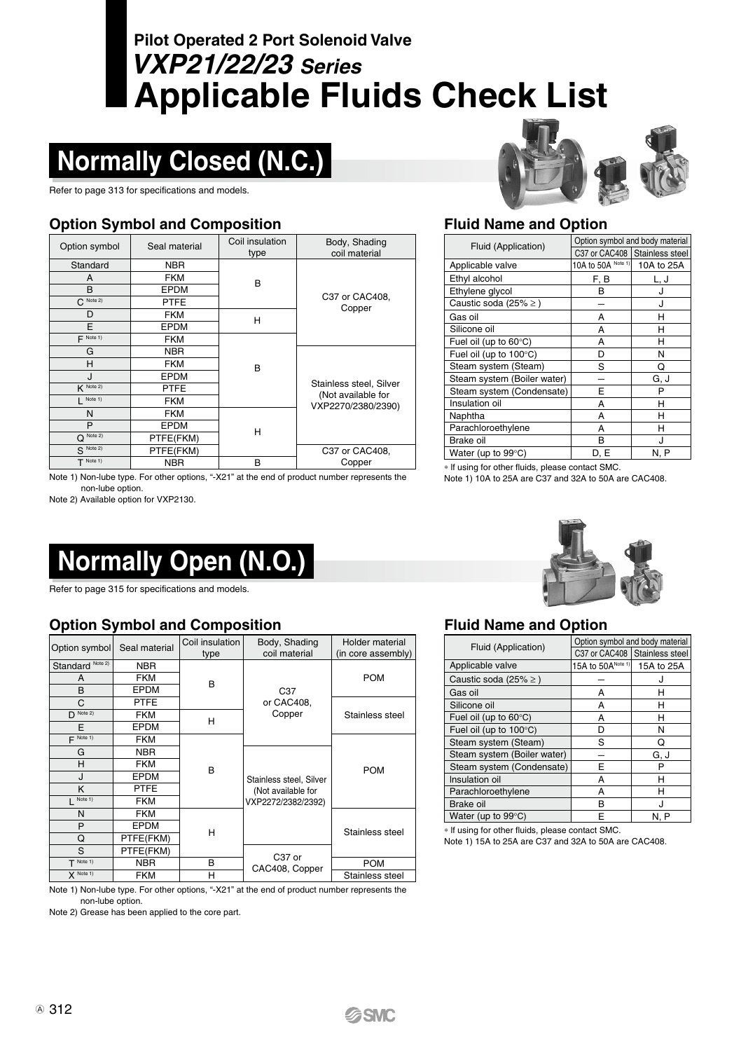# Pilot Operated 2 Port Solenoid Valve
# *VXP21/22/23 Series*
# Applicable Fluids Check List

## Normally Closed (N.C.)

Refer to page 313 for specifications and models.

### Option Symbol and Composition

| Option symbol | Seal material | Coil insulation type | Body, Shading coil material |
|---|---|---|---|
| Standard | NBR | B | C37 or CAC408, Copper |
| A | FKM | B | C37 or CAC408, Copper |
| B | EPDM | B | C37 or CAC408, Copper |
| C Note 2) | PTFE | B | C37 or CAC408, Copper |
| D | FKM | H | C37 or CAC408, Copper |
| E | EPDM | H | C37 or CAC408, Copper |
| F Note 1) | FKM | B | C37 or CAC408, Copper |
| G | NBR | B | Stainless steel, Silver (Not available for VXP2270/2380/2390) |
| H | FKM | B | Stainless steel, Silver (Not available for VXP2270/2380/2390) |
| J | EPDM | B | Stainless steel, Silver (Not available for VXP2270/2380/2390) |
| K Note 2) | PTFE | B | Stainless steel, Silver (Not available for VXP2270/2380/2390) |
| L Note 1) | FKM | B | Stainless steel, Silver (Not available for VXP2270/2380/2390) |
| N | FKM | H | Stainless steel, Silver (Not available for VXP2270/2380/2390) |
| P | EPDM | H | Stainless steel, Silver (Not available for VXP2270/2380/2390) |
| Q Note 2) | PTFE(FKM) | H | Stainless steel, Silver (Not available for VXP2270/2380/2390) |
| S Note 2) | PTFE(FKM) | H | C37 or CAC408, Copper |
| T Note 1) | NBR | B | C37 or CAC408, Copper |

Note 1) Non-lube type. For other options, "-X21" at the end of product number represents the non-lube option.
Note 2) Available option for VXP2130.

### Fluid Name and Option

| Fluid (Application) | Option symbol and body material | |
|---|---|---|
| | C37 or CAC408 | Stainless steel |
| Applicable valve | 10A to 50A Note 1) | 10A to 25A |
| Ethyl alcohol | F, B | L, J |
| Ethylene glycol | B | J |
| Caustic soda (25% ≥ ) | — | J |
| Gas oil | A | H |
| Silicone oil | A | H |
| Fuel oil (up to 60°C) | A | H |
| Fuel oil (up to 100°C) | D | N |
| Steam system (Steam) | S | Q |
| Steam system (Boiler water) | — | G, J |
| Steam system (Condensate) | E | P |
| Insulation oil | A | H |
| Naphtha | A | H |
| Parachloroethylene | A | H |
| Brake oil | B | J |
| Water (up to 99°C) | D, E | N, P |

* If using for other fluids, please contact SMC.
Note 1) 10A to 25A are C37 and 32A to 50A are CAC408.

## Normally Open (N.O.)

Refer to page 315 for specifications and models.

### Option Symbol and Composition

| Option symbol | Seal material | Coil insulation type | Body, Shading coil material | Holder material (in core assembly) |
|---|---|---|---|---|
| Standard Note 2) | NBR | B | C37 or CAC408, Copper | POM |
| A | FKM | B | C37 or CAC408, Copper | POM |
| B | EPDM | B | C37 or CAC408, Copper | POM |
| C | PTFE | B | C37 or CAC408, Copper | Stainless steel |
| D Note 2) | FKM | H | C37 or CAC408, Copper | Stainless steel |
| E | EPDM | H | C37 or CAC408, Copper | Stainless steel |
| F Note 1) | FKM | B | C37 or CAC408, Copper | POM |
| G | NBR | B | Stainless steel, Silver (Not available for VXP2272/2382/2392) | POM |
| H | FKM | B | Stainless steel, Silver (Not available for VXP2272/2382/2392) | POM |
| J | EPDM | B | Stainless steel, Silver (Not available for VXP2272/2382/2392) | POM |
| K | PTFE | B | Stainless steel, Silver (Not available for VXP2272/2382/2392) | POM |
| L Note 1) | FKM | B | Stainless steel, Silver (Not available for VXP2272/2382/2392) | POM |
| N | FKM | H | Stainless steel, Silver (Not available for VXP2272/2382/2392) | Stainless steel |
| P | EPDM | H | Stainless steel, Silver (Not available for VXP2272/2382/2392) | Stainless steel |
| Q | PTFE(FKM) | H | Stainless steel, Silver (Not available for VXP2272/2382/2392) | Stainless steel |
| S | PTFE(FKM) | H | C37 or CAC408, Copper | Stainless steel |
| T Note 1) | NBR | B | C37 or CAC408, Copper | POM |
| X Note 1) | FKM | H | C37 or CAC408, Copper | Stainless steel |

Note 1) Non-lube type. For other options, "-X21" at the end of product number represents the non-lube option.
Note 2) Grease has been applied to the core part.

### Fluid Name and Option

| Fluid (Application) | Option symbol and body material | |
|---|---|---|
| | C37 or CAC408 | Stainless steel |
| Applicable valve | 15A to 50A Note 1) | 15A to 25A |
| Caustic soda (25% ≥ ) | — | J |
| Gas oil | A | H |
| Silicone oil | A | H |
| Fuel oil (up to 60°C) | A | H |
| Fuel oil (up to 100°C) | D | N |
| Steam system (Steam) | S | Q |
| Steam system (Boiler water) | — | G, J |
| Steam system (Condensate) | E | P |
| Insulation oil | A | H |
| Parachloroethylene | A | H |
| Brake oil | B | J |
| Water (up to 99°C) | E | N, P |

* If using for other fluids, please contact SMC.
Note 1) 15A to 25A are C37 and 32A to 50A are CAC408.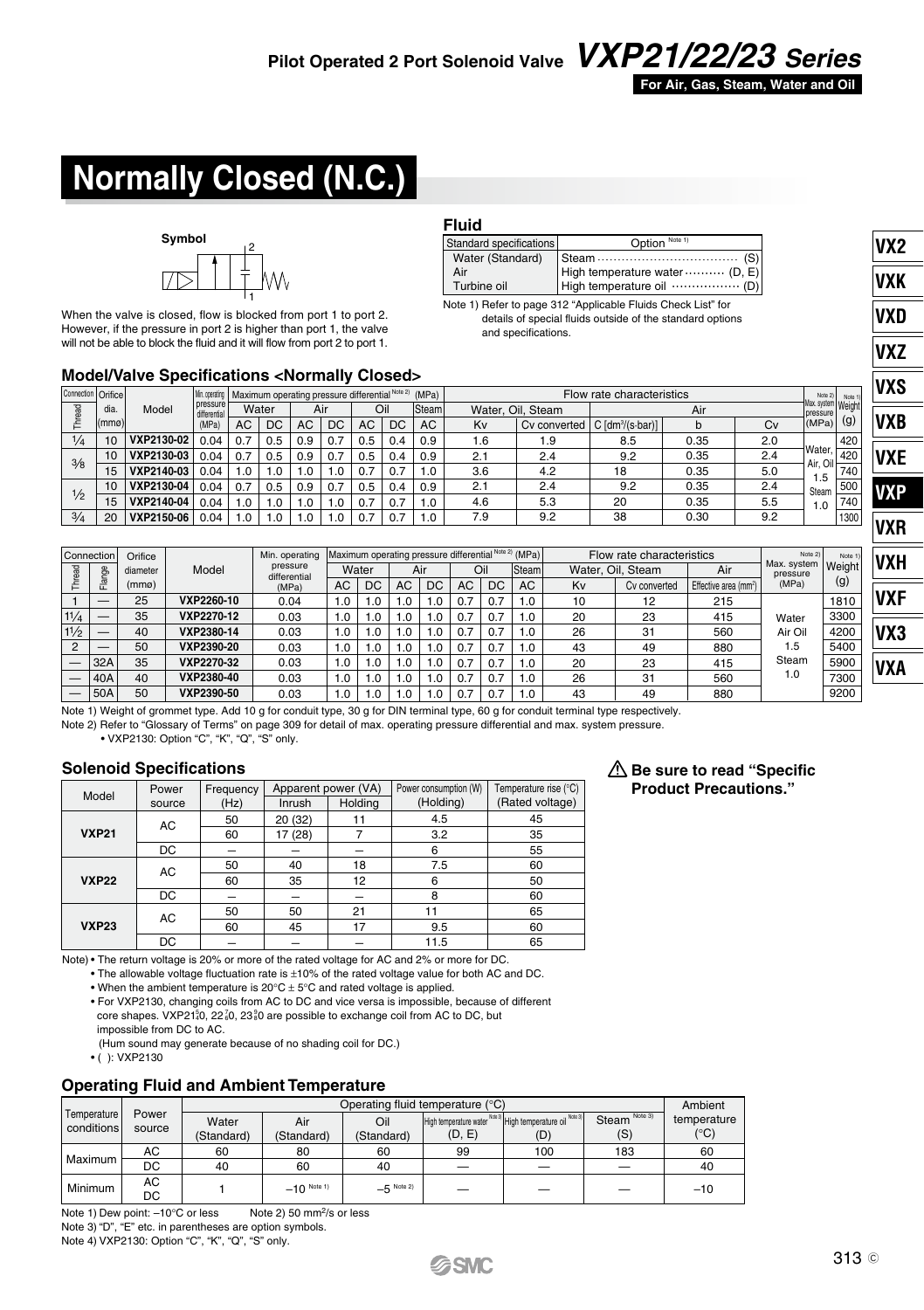# Normally Closed (N.C.)

**Symbol**

When the valve is closed, flow is blocked from port 1 to port 2. However, if the pressure in port 2 is higher than port 1, the valve will not be able to block the fluid and it will flow from port 2 to port 1.

### Fluid

| Standard specifications | Option Note 1) |
|---|---|
| Water (Standard) | Steam (S) |
| Air | High temperature water (D, E) |
| Turbine oil | High temperature oil (D) |

Note 1) Refer to page 312 "Applicable Fluids Check List" for details of special fluids outside of the standard options and specifications.

### Model/Valve Specifications <Normally Closed>

| Connection Thread | Orifice dia. (mmø) | Model | Min. operating pressure differential (MPa) | Maximum operating pressure differential Note 2) (MPa) Water AC | Water DC | Air AC | Air DC | Oil AC | Oil DC | Steam AC | Flow rate characteristics Water, Oil, Steam Kv | Cv converted | Air C [dm³/(s·bar)] | Air b | Air Cv | Note 2) Max. system pressure (MPa) | Note 1) Weight (g) |
|---|---|---|---|---|---|---|---|---|---|---|---|---|---|---|---|---|---|
| 1/4 | 10 | VXP2130-02 | 0.04 | 0.7 | 0.5 | 0.9 | 0.7 | 0.5 | 0.4 | 0.9 | 1.6 | 1.9 | 8.5 | 0.35 | 2.0 | Water, Air, Oil 1.5 Steam 1.0 | 420 |
| 3/8 | 10 | VXP2130-03 | 0.04 | 0.7 | 0.5 | 0.9 | 0.7 | 0.5 | 0.4 | 0.9 | 2.1 | 2.4 | 9.2 | 0.35 | 2.4 | | 420 |
| | 15 | VXP2140-03 | 0.04 | 1.0 | 1.0 | 1.0 | 1.0 | 0.7 | 0.7 | 1.0 | 3.6 | 4.2 | 18 | 0.35 | 5.0 | | 740 |
| 1/2 | 10 | VXP2130-04 | 0.04 | 0.7 | 0.5 | 0.9 | 0.7 | 0.5 | 0.4 | 0.9 | 2.1 | 2.4 | 9.2 | 0.35 | 2.4 | | 500 |
| | 15 | VXP2140-04 | 0.04 | 1.0 | 1.0 | 1.0 | 1.0 | 0.7 | 0.7 | 1.0 | 4.6 | 5.3 | 20 | 0.35 | 5.5 | | 740 |
| 3/4 | 20 | VXP2150-06 | 0.04 | 1.0 | 1.0 | 1.0 | 1.0 | 0.7 | 0.7 | 1.0 | 7.9 | 9.2 | 38 | 0.30 | 9.2 | | 1300 |

| Connection Thread | Connection Flange | Orifice diameter (mmø) | Model | Min. operating pressure differential (MPa) | Maximum operating pressure differential Note 2) (MPa) Water AC | Water DC | Air AC | Air DC | Oil AC | Oil DC | Steam AC | Flow rate characteristics Water, Oil, Steam Kv | Cv converted | Air Effective area (mm²) | Note 2) Max. system pressure (MPa) | Note 1) Weight (g) |
|---|---|---|---|---|---|---|---|---|---|---|---|---|---|---|---|---|
| 1 | — | 25 | VXP2260-10 | 0.04 | 1.0 | 1.0 | 1.0 | 1.0 | 0.7 | 0.7 | 1.0 | 10 | 12 | 215 | Water Air Oil 1.5 Steam 1.0 | 1810 |
| 1 1/4 | — | 35 | VXP2270-12 | 0.03 | 1.0 | 1.0 | 1.0 | 1.0 | 0.7 | 0.7 | 1.0 | 20 | 23 | 415 | | 3300 |
| 1 1/2 | — | 40 | VXP2380-14 | 0.03 | 1.0 | 1.0 | 1.0 | 1.0 | 0.7 | 0.7 | 1.0 | 26 | 31 | 560 | | 4200 |
| 2 | — | 50 | VXP2390-20 | 0.03 | 1.0 | 1.0 | 1.0 | 1.0 | 0.7 | 0.7 | 1.0 | 43 | 49 | 880 | | 5400 |
| — | 32A | 35 | VXP2270-32 | 0.03 | 1.0 | 1.0 | 1.0 | 1.0 | 0.7 | 0.7 | 1.0 | 20 | 23 | 415 | | 5900 |
| — | 40A | 40 | VXP2380-40 | 0.03 | 1.0 | 1.0 | 1.0 | 1.0 | 0.7 | 0.7 | 1.0 | 26 | 31 | 560 | | 7300 |
| — | 50A | 50 | VXP2390-50 | 0.03 | 1.0 | 1.0 | 1.0 | 1.0 | 0.7 | 0.7 | 1.0 | 43 | 49 | 880 | | 9200 |

Note 1) Weight of grommet type. Add 10 g for conduit type, 30 g for DIN terminal type, 60 g for conduit terminal type respectively.
Note 2) Refer to "Glossary of Terms" on page 309 for detail of max. operating pressure differential and max. system pressure.
• VXP2130: Option "C", "K", "Q", "S" only.

### Solenoid Specifications

| Model | Power source | Frequency (Hz) | Apparent power (VA) Inrush | Apparent power (VA) Holding | Power consumption (W) (Holding) | Temperature rise (°C) (Rated voltage) |
|---|---|---|---|---|---|---|
| VXP21 | AC | 50 | 20 (32) | 11 | 4.5 | 45 |
| | | 60 | 17 (28) | 7 | 3.2 | 35 |
| | DC | — | — | — | 6 | 55 |
| VXP22 | AC | 50 | 40 | 18 | 7.5 | 60 |
| | | 60 | 35 | 12 | 6 | 50 |
| | DC | — | — | — | 8 | 60 |
| VXP23 | AC | 50 | 50 | 21 | 11 | 65 |
| | | 60 | 45 | 17 | 9.5 | 60 |
| | DC | — | — | — | 11.5 | 65 |

Note) • The return voltage is 20% or more of the rated voltage for AC and 2% or more for DC.
• The allowable voltage fluctuation rate is ±10% of the rated voltage value for both AC and DC.
• When the ambient temperature is 20°C ± 5°C and rated voltage is applied.
• For VXP2130, changing coils from AC to DC and vice versa is impossible, because of different core shapes. VXP21⁴₅0, 22⁶₇0, 23⁸₉0 are possible to exchange coil from AC to DC, but impossible from DC to AC.
(Hum sound may generate because of no shading coil for DC.)
• ( ): VXP2130

⚠ **Be sure to read "Specific Product Precautions."**

### Operating Fluid and Ambient Temperature

| Temperature conditions | Power source | Water (Standard) | Air (Standard) | Oil (Standard) | High temperature water Note 3) (D, E) | High temperature oil Note 3) (D) | Steam Note 3) (S) | Ambient temperature (°C) |
|---|---|---|---|---|---|---|---|---|
| Maximum | AC | 60 | 80 | 60 | 99 | 100 | 183 | 60 |
| | DC | 40 | 60 | 40 | — | — | — | 40 |
| Minimum | AC DC | 1 | −10 Note 1) | −5 Note 2) | — | — | — | −10 |

(Operating fluid temperature (°C) applies to fluid columns.)

Note 1) Dew point: −10°C or less　　Note 2) 50 mm²/s or less
Note 3) "D", "E" etc. in parentheses are option symbols.
Note 4) VXP2130: Option "C", "K", "Q", "S" only.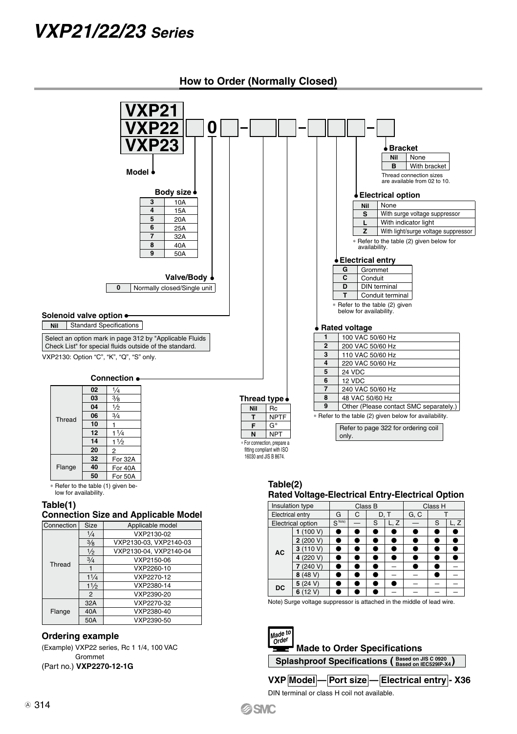# VXP21/22/23 Series

## How to Order (Normally Closed)

VXP21 / VXP22 / VXP23 [ ] 0 [ ] – [ ] [ ] – [ ] [ ] [ ] – [ ]

**Model**

**Body size**

| | |
|---|---|
| 3 | 10A |
| 4 | 15A |
| 5 | 20A |
| 6 | 25A |
| 7 | 32A |
| 8 | 40A |
| 9 | 50A |

**Valve/Body**

| | |
|---|---|
| 0 | Normally closed/Single unit |

**Solenoid valve option**

| | |
|---|---|
| Nil | Standard Specifications |

Select an option mark in page 312 by "Applicable Fluids Check List" for special fluids outside of the standard.

VXP2130: Option "C", "K", "Q", "S" only.

**Connection**

| | | |
|---|---|---|
| Thread | 02 | 1/4 |
| | 03 | 3/8 |
| | 04 | 1/2 |
| | 06 | 3/4 |
| | 10 | 1 |
| | 12 | 1 1/4 |
| | 14 | 1 1/2 |
| | 20 | 2 |
| Flange | 32 | For 32A |
| | 40 | For 40A |
| | 50 | For 50A |

∗ Refer to the table (1) given below for availability.

**Thread type**

| | |
|---|---|
| Nil | Rc |
| T | NPTF |
| F | G* |
| N | NPT |

∗ For connection, prepare a fitting compliant with ISO 16030 and JIS B 8674.

**Rated voltage**

| | |
|---|---|
| 1 | 100 VAC 50/60 Hz |
| 2 | 200 VAC 50/60 Hz |
| 3 | 110 VAC 50/60 Hz |
| 4 | 220 VAC 50/60 Hz |
| 5 | 24 VDC |
| 6 | 12 VDC |
| 7 | 240 VAC 50/60 Hz |
| 8 | 48 VAC 50/60 Hz |
| 9 | Other (Please contact SMC separately.) |

∗ Refer to the table (2) given below for availability.

Refer to page 322 for ordering coil only.

**Electrical entry**

| | |
|---|---|
| G | Grommet |
| C | Conduit |
| D | DIN terminal |
| T | Conduit terminal |

∗ Refer to the table (2) given below for availability.

**Electrical option**

| | |
|---|---|
| Nil | None |
| S | With surge voltage suppressor |
| L | With indicator light |
| Z | With light/surge voltage suppressor |

∗ Refer to the table (2) given below for availability.

**Bracket**

| | |
|---|---|
| Nil | None |
| B | With bracket |

Thread connection sizes are available from 02 to 10.

### Table(1) Connection Size and Applicable Model

| Connection | Size | Applicable model |
|---|---|---|
| Thread | 1/4 | VXP2130-02 |
| | 3/8 | VXP2130-03, VXP2140-03 |
| | 1/2 | VXP2130-04, VXP2140-04 |
| | 3/4 | VXP2150-06 |
| | 1 | VXP2260-10 |
| | 1 1/4 | VXP2270-12 |
| | 1 1/2 | VXP2380-14 |
| | 2 | VXP2390-20 |
| Flange | 32A | VXP2270-32 |
| | 40A | VXP2380-40 |
| | 50A | VXP2390-50 |

### Table(2) Rated Voltage-Electrical Entry-Electrical Option

| Insulation type | | Class B | | | | Class H | | |
|---|---|---|---|---|---|---|---|---|
| Electrical entry | | G | C | D, T | | G, C | T | |
| Electrical option | | S Note) | — | S | L, Z | — | S | L, Z |
| AC | 1 (100 V) | ● | ● | ● | ● | ● | ● | ● |
| | 2 (200 V) | ● | ● | ● | ● | ● | ● | ● |
| | 3 (110 V) | ● | ● | ● | ● | ● | ● | ● |
| | 4 (220 V) | ● | ● | ● | ● | ● | ● | ● |
| | 7 (240 V) | ● | ● | ● | – | ● | ● | – |
| | 8 (48 V) | ● | ● | ● | – | – | ● | – |
| DC | 5 (24 V) | ● | ● | ● | ● | – | – | – |
| | 6 (12 V) | ● | ● | ● | – | – | – | – |

Note) Surge voltage suppressor is attached in the middle of lead wire.

### Ordering example

(Example) VXP22 series, Rc 1 1/4, 100 VAC Grommet

(Part no.) **VXP2270-12-1G**

### Made to Order Specifications

**Splashproof Specifications (Based on JIS C 0920, Based on IEC529IP-X4)**

**VXP Model — Port size — Electrical entry - X36**

DIN terminal or class H coil not available.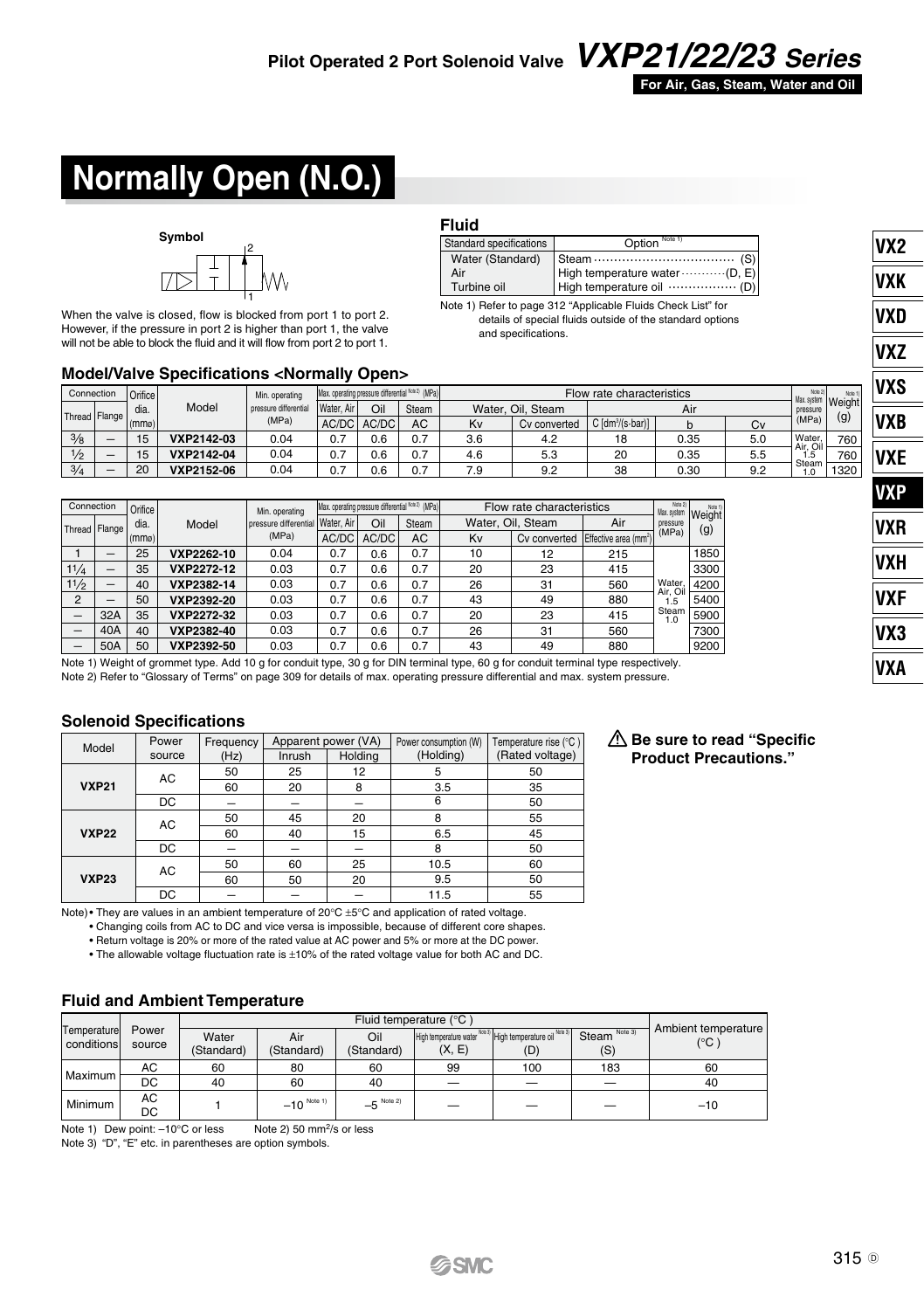# Normally Open (N.O.)

**Symbol**

When the valve is closed, flow is blocked from port 1 to port 2. However, if the pressure in port 2 is higher than port 1, the valve will not be able to block the fluid and it will flow from port 2 to port 1.

### Fluid

| Standard specifications | Option Note 1) |
|---|---|
| Water (Standard)<br>Air<br>Turbine oil | Steam ··························· (S)<br>High temperature water ··········(D, E)<br>High temperature oil ················ (D) |

Note 1) Refer to page 312 "Applicable Fluids Check List" for details of special fluids outside of the standard options and specifications.

### Model/Valve Specifications <Normally Open>

| Connection | | Orifice dia. (mm) | Model | Min. operating pressure differential (MPa) | Max. operating pressure differential Note 2) (MPa) | | | Flow rate characteristics | | | | | Note 2) Max. system pressure (MPa) | Note 1) Weight (g) |
|---|---|---|---|---|---|---|---|---|---|---|---|---|---|---|
| | | | | | Water, Air | Oil | Steam | Water, Oil, Steam | | Air | | | | |
| Thread | Flange | | | | AC/DC | AC/DC | AC | Kv | Cv converted | C [dm³/(s·bar)] | b | Cv | | |
| 3/8 | — | 15 | VXP2142-03 | 0.04 | 0.7 | 0.6 | 0.7 | 3.6 | 4.2 | 18 | 0.35 | 5.0 | Water, Air, Oil 1.5 Steam 1.0 | 760 |
| 1/2 | — | 15 | VXP2142-04 | 0.04 | 0.7 | 0.6 | 0.7 | 4.6 | 5.3 | 20 | 0.35 | 5.5 | | 760 |
| 3/4 | — | 20 | VXP2152-06 | 0.04 | 0.7 | 0.6 | 0.7 | 7.9 | 9.2 | 38 | 0.30 | 9.2 | | 1320 |

| Connection | | Orifice dia. (mm) | Model | Min. operating pressure differential (MPa) | Max. operating pressure differential Note 2) (MPa) | | | Flow rate characteristics | | | Note 2) Max. system pressure (MPa) | Note 1) Weight (g) |
|---|---|---|---|---|---|---|---|---|---|---|---|---|
| | | | | | Water, Air | Oil | Steam | Water, Oil, Steam | | Air | | |
| Thread | Flange | | | | AC/DC | AC/DC | AC | Kv | Cv converted | Effective area (mm²) | | |
| 1 | — | 25 | VXP2262-10 | 0.04 | 0.7 | 0.6 | 0.7 | 10 | 12 | 215 | Water, Air, Oil 1.5 Steam 1.0 | 1850 |
| 1 1/4 | — | 35 | VXP2272-12 | 0.03 | 0.7 | 0.6 | 0.7 | 20 | 23 | 415 | | 3300 |
| 1 1/2 | — | 40 | VXP2382-14 | 0.03 | 0.7 | 0.6 | 0.7 | 26 | 31 | 560 | | 4200 |
| 2 | — | 50 | VXP2392-20 | 0.03 | 0.7 | 0.6 | 0.7 | 43 | 49 | 880 | | 5400 |
| — | 32A | 35 | VXP2272-32 | 0.03 | 0.7 | 0.6 | 0.7 | 20 | 23 | 415 | | 5900 |
| — | 40A | 40 | VXP2382-40 | 0.03 | 0.7 | 0.6 | 0.7 | 26 | 31 | 560 | | 7300 |
| — | 50A | 50 | VXP2392-50 | 0.03 | 0.7 | 0.6 | 0.7 | 43 | 49 | 880 | | 9200 |

Note 1) Weight of grommet type. Add 10 g for conduit type, 30 g for DIN terminal type, 60 g for conduit terminal type respectively.
Note 2) Refer to "Glossary of Terms" on page 309 for details of max. operating pressure differential and max. system pressure.

### Solenoid Specifications

| Model | Power source | Frequency (Hz) | Apparent power (VA) | | Power consumption (W) (Holding) | Temperature rise (°C) (Rated voltage) |
|---|---|---|---|---|---|---|
| | | | Inrush | Holding | | |
| VXP21 | AC | 50 | 25 | 12 | 5 | 50 |
| | | 60 | 20 | 8 | 3.5 | 35 |
| | DC | — | — | — | 6 | 50 |
| VXP22 | AC | 50 | 45 | 20 | 8 | 55 |
| | | 60 | 40 | 15 | 6.5 | 45 |
| | DC | — | — | — | 8 | 50 |
| VXP23 | AC | 50 | 60 | 25 | 10.5 | 60 |
| | | 60 | 50 | 20 | 9.5 | 50 |
| | DC | — | — | — | 11.5 | 55 |

Note) • They are values in an ambient temperature of 20°C ±5°C and application of rated voltage.
• Changing coils from AC to DC and vice versa is impossible, because of different core shapes.
• Return voltage is 20% or more of the rated value at AC power and 5% or more at the DC power.
• The allowable voltage fluctuation rate is ±10% of the rated voltage value for both AC and DC.

⚠ **Be sure to read "Specific Product Precautions."**

### Fluid and Ambient Temperature

| Temperature conditions | Power source | Fluid temperature (°C) | | | | | | Ambient temperature (°C) |
|---|---|---|---|---|---|---|---|---|
| | | Water (Standard) | Air (Standard) | Oil (Standard) | High temperature water Note 3) (X, E) | High temperature oil Note 3) (D) | Steam Note 3) (S) | |
| Maximum | AC | 60 | 80 | 60 | 99 | 100 | 183 | 60 |
| | DC | 40 | 60 | 40 | — | — | — | 40 |
| Minimum | AC DC | 1 | –10 Note 1) | –5 Note 2) | — | — | — | –10 |

Note 1) Dew point: –10°C or less Note 2) 50 mm²/s or less
Note 3) "D", "E" etc. in parentheses are option symbols.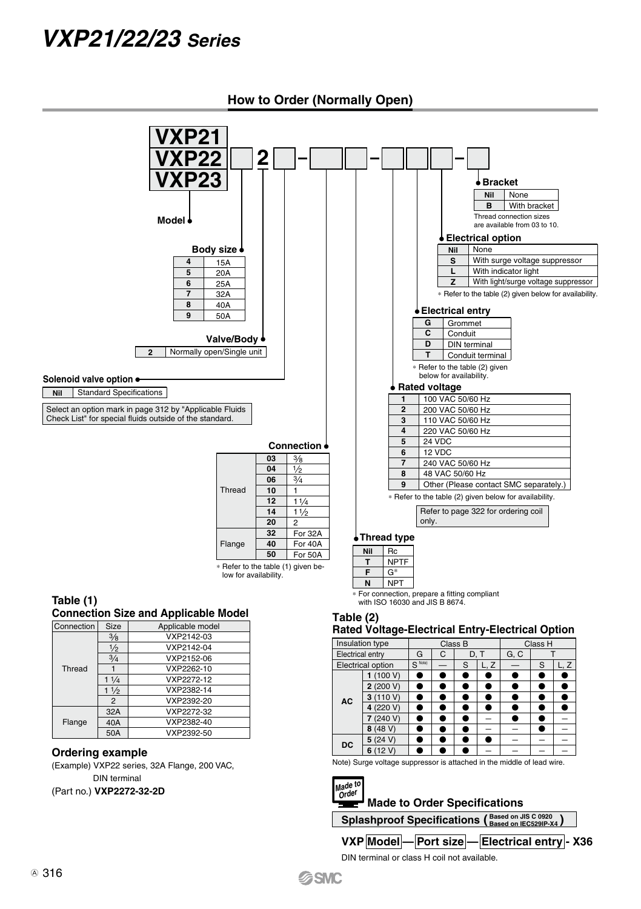# VXP21/22/23 Series

## How to Order (Normally Open)

VXP21 / VXP22 / VXP23 [ ] 2 [ ] – [ ] [ ] – [ ] [ ] [ ] – [ ]

**Model**

**Body size**

| | |
|---|---|
| 4 | 15A |
| 5 | 20A |
| 6 | 25A |
| 7 | 32A |
| 8 | 40A |
| 9 | 50A |

**Valve/Body**

| | |
|---|---|
| 2 | Normally open/Single unit |

**Solenoid valve option**

| | |
|---|---|
| Nil | Standard Specifications |

Select an option mark in page 312 by "Applicable Fluids Check List" for special fluids outside of the standard.

**Connection**

| | | |
|---|---|---|
| Thread | 03 | 3/8 |
| | 04 | 1/2 |
| | 06 | 3/4 |
| | 10 | 1 |
| | 12 | 1 1/4 |
| | 14 | 1 1/2 |
| | 20 | 2 |
| Flange | 32 | For 32A |
| | 40 | For 40A |
| | 50 | For 50A |

∗ Refer to the table (1) given below for availability.

**Thread type**

| | |
|---|---|
| Nil | Rc |
| T | NPTF |
| F | G* |
| N | NPT |

∗ For connection, prepare a fitting compliant with ISO 16030 and JIS B 8674.

**Rated voltage**

| | |
|---|---|
| 1 | 100 VAC 50/60 Hz |
| 2 | 200 VAC 50/60 Hz |
| 3 | 110 VAC 50/60 Hz |
| 4 | 220 VAC 50/60 Hz |
| 5 | 24 VDC |
| 6 | 12 VDC |
| 7 | 240 VAC 50/60 Hz |
| 8 | 48 VAC 50/60 Hz |
| 9 | Other (Please contact SMC separately.) |

∗ Refer to the table (2) given below for availability.

Refer to page 322 for ordering coil only.

**Electrical entry**

| | |
|---|---|
| G | Grommet |
| C | Conduit |
| D | DIN terminal |
| T | Conduit terminal |

∗ Refer to the table (2) given below for availability.

**Electrical option**

| | |
|---|---|
| Nil | None |
| S | With surge voltage suppressor |
| L | With indicator light |
| Z | With light/surge voltage suppressor |

∗ Refer to the table (2) given below for availability.

**Bracket**

| | |
|---|---|
| Nil | None |
| B | With bracket |

Thread connection sizes are available from 03 to 10.

### Table (1) Connection Size and Applicable Model

| Connection | Size | Applicable model |
|---|---|---|
| Thread | 3/8 | VXP2142-03 |
| | 1/2 | VXP2142-04 |
| | 3/4 | VXP2152-06 |
| | 1 | VXP2262-10 |
| | 1 1/4 | VXP2272-12 |
| | 1 1/2 | VXP2382-14 |
| | 2 | VXP2392-20 |
| Flange | 32A | VXP2272-32 |
| | 40A | VXP2382-40 |
| | 50A | VXP2392-50 |

### Ordering example

(Example) VXP22 series, 32A Flange, 200 VAC, DIN terminal

(Part no.) **VXP2272-32-2D**

### Table (2) Rated Voltage-Electrical Entry-Electrical Option

| Insulation type | | Class B | | | | Class H | | |
|---|---|---|---|---|---|---|---|---|
| Electrical entry | | G | C | D, T | | G, C | T | |
| Electrical option | | S Note) | — | S | L, Z | — | S | L, Z |
| AC | 1 (100 V) | ● | ● | ● | ● | ● | ● | ● |
| | 2 (200 V) | ● | ● | ● | ● | ● | ● | ● |
| | 3 (110 V) | ● | ● | ● | ● | ● | ● | ● |
| | 4 (220 V) | ● | ● | ● | ● | ● | ● | ● |
| | 7 (240 V) | ● | ● | ● | – | ● | ● | – |
| | 8 (48 V) | ● | ● | ● | – | – | ● | – |
| DC | 5 (24 V) | ● | ● | ● | ● | – | – | – |
| | 6 (12 V) | ● | ● | ● | – | – | – | – |

Note) Surge voltage suppressor is attached in the middle of lead wire.

### Made to Order Specifications

**Splashproof Specifications** (Based on JIS C 0920 Based on IEC529IP-X4)

**VXP Model — Port size — Electrical entry - X36**

DIN terminal or class H coil not available.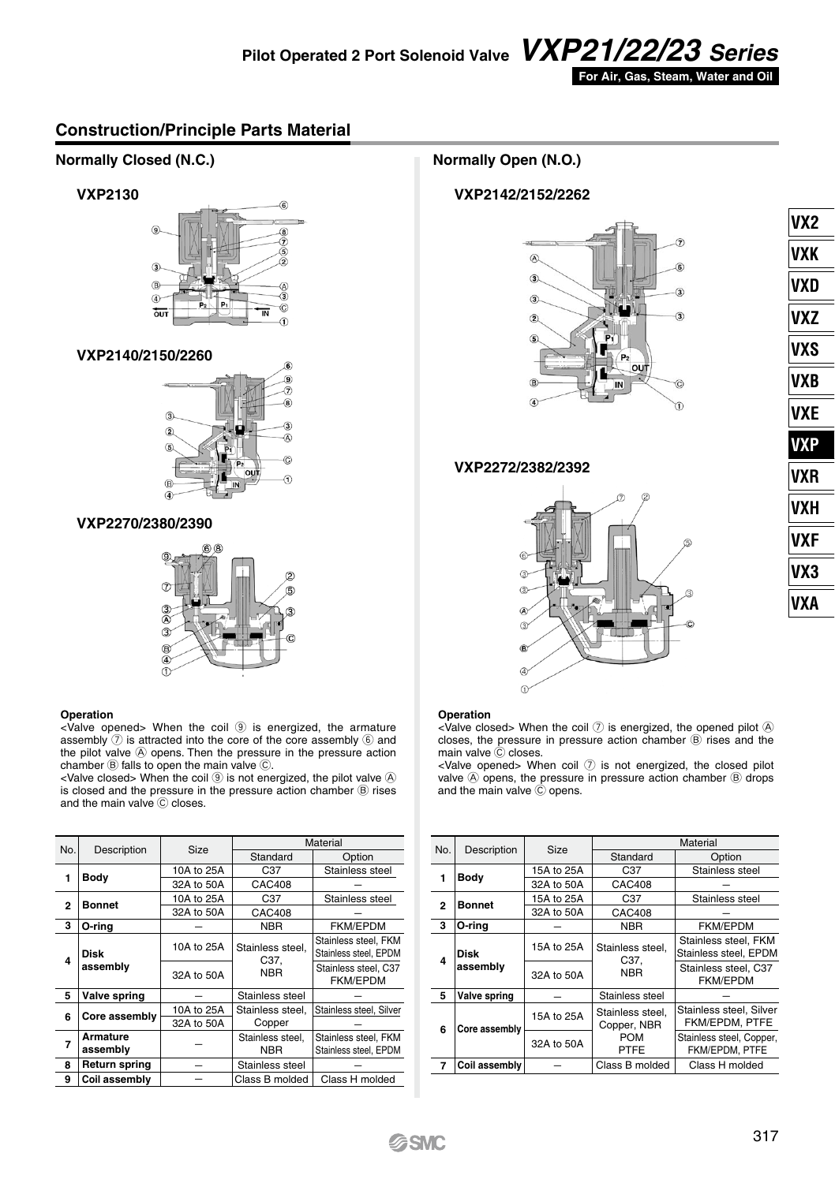# Pilot Operated 2 Port Solenoid Valve *VXP21/22/23 Series*

**For Air, Gas, Steam, Water and Oil**

## Construction/Principle Parts Material

### Normally Closed (N.C.)

**VXP2130**

**VXP2140/2150/2260**

**VXP2270/2380/2390**

**Operation**

<Valve opened> When the coil ⑨ is energized, the armature assembly ⑦ is attracted into the core of the core assembly ⑥ and the pilot valve Ⓐ opens. Then the pressure in the pressure action chamber Ⓑ falls to open the main valve Ⓒ.

<Valve closed> When the coil ⑨ is not energized, the pilot valve Ⓐ is closed and the pressure in the pressure action chamber Ⓑ rises and the main valve Ⓒ closes.

| No. | Description | Size | Material | |
|---|---|---|---|---|
| | | | Standard | Option |
| 1 | **Body** | 10A to 25A | C37 | Stainless steel |
| | | 32A to 50A | CAC408 | — |
| 2 | **Bonnet** | 10A to 25A | C37 | Stainless steel |
| | | 32A to 50A | CAC408 | — |
| 3 | **O-ring** | — | NBR | FKM/EPDM |
| 4 | **Disk assembly** | 10A to 25A | Stainless steel, C37, NBR | Stainless steel, FKM Stainless steel, EPDM |
| | | 32A to 50A | | Stainless steel, C37 FKM/EPDM |
| 5 | **Valve spring** | — | Stainless steel | — |
| 6 | **Core assembly** | 10A to 25A | Stainless steel, Copper | Stainless steel, Silver |
| | | 32A to 50A | | — |
| 7 | **Armature assembly** | — | Stainless steel, NBR | Stainless steel, FKM Stainless steel, EPDM |
| 8 | **Return spring** | — | Stainless steel | — |
| 9 | **Coil assembly** | — | Class B molded | Class H molded |

### Normally Open (N.O.)

**VXP2142/2152/2262**

**VXP2272/2382/2392**

**Operation**

<Valve closed> When the coil ⑦ is energized, the opened pilot Ⓐ closes, the pressure in pressure action chamber Ⓑ rises and the main valve Ⓒ closes.

<Valve opened> When coil ⑦ is not energized, the closed pilot valve Ⓐ opens, the pressure in pressure action chamber Ⓑ drops and the main valve Ⓒ opens.

| No. | Description | Size | Material | |
|---|---|---|---|---|
| | | | Standard | Option |
| 1 | **Body** | 15A to 25A | C37 | Stainless steel |
| | | 32A to 50A | CAC408 | — |
| 2 | **Bonnet** | 15A to 25A | C37 | Stainless steel |
| | | 32A to 50A | CAC408 | — |
| 3 | **O-ring** | — | NBR | FKM/EPDM |
| 4 | **Disk assembly** | 15A to 25A | Stainless steel, C37, NBR | Stainless steel, FKM Stainless steel, EPDM |
| | | 32A to 50A | | Stainless steel, C37 FKM/EPDM |
| 5 | **Valve spring** | — | Stainless steel | — |
| 6 | **Core assembly** | 15A to 25A | Stainless steel, Copper, NBR POM PTFE | Stainless steel, Silver FKM/EPDM, PTFE |
| | | 32A to 50A | | Stainless steel, Copper, FKM/EPDM, PTFE |
| 7 | **Coil assembly** | — | Class B molded | Class H molded |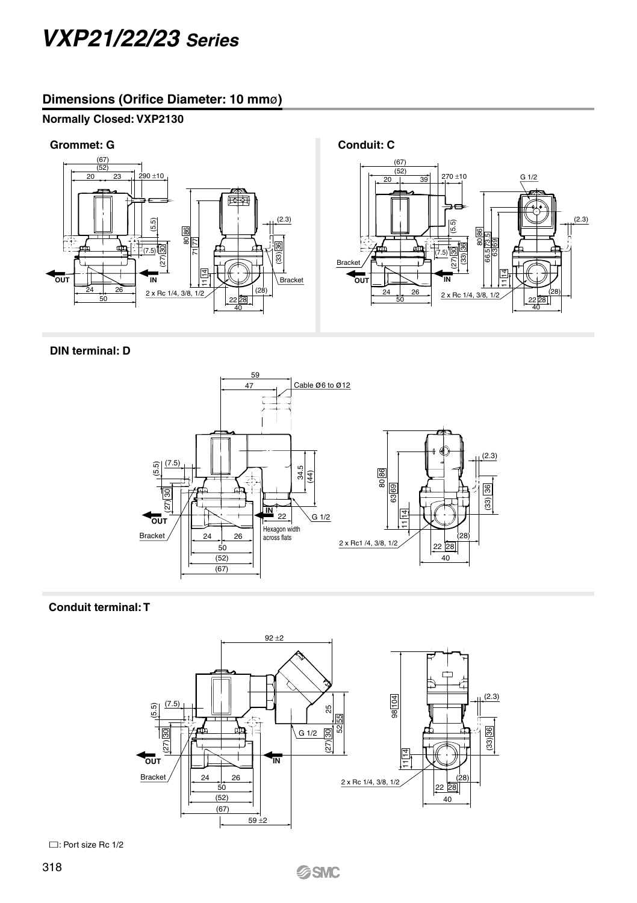# VXP21/22/23 Series

## Dimensions (Orifice Diameter: 10 mmø)

### Normally Closed: VXP2130

#### Grommet: G

#### Conduit: C

#### DIN terminal: D

#### Conduit terminal: T

□: Port size Rc 1/2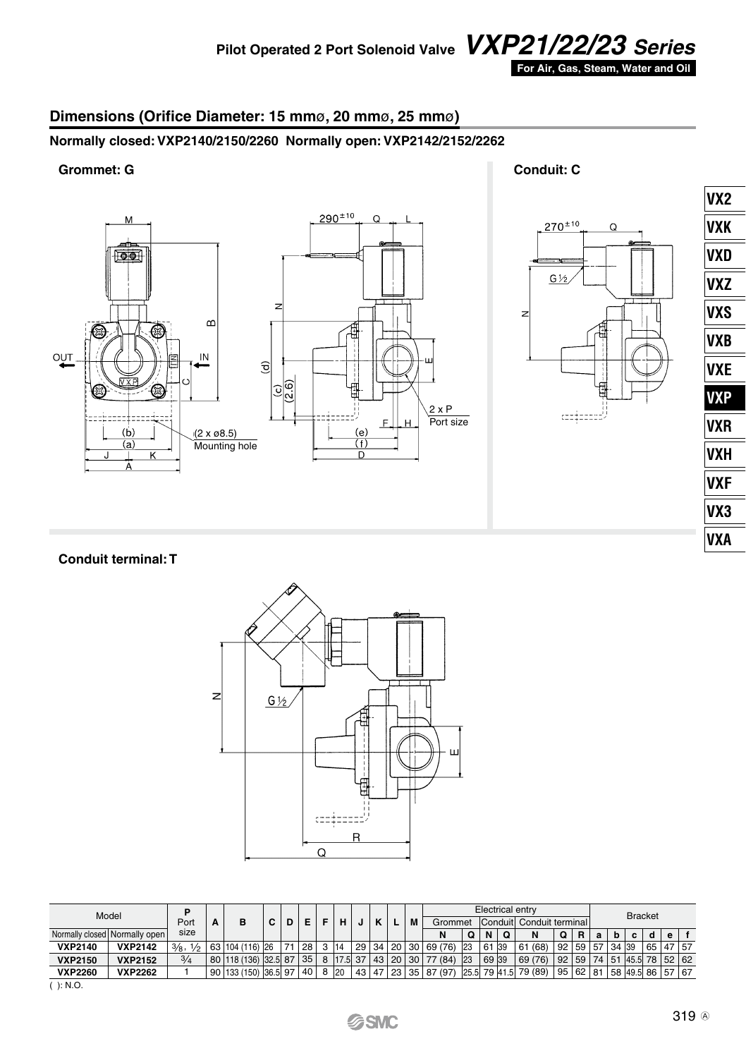Pilot Operated 2 Port Solenoid Valve ***VXP21/22/23 Series***

**For Air, Gas, Steam, Water and Oil**

## Dimensions (Orifice Diameter: 15 mmø, 20 mmø, 25 mmø)

**Normally closed: VXP2140/2150/2260 Normally open: VXP2142/2152/2262**

**Grommet: G**

**Conduit: C**

**Conduit terminal: T**

| Model | | P Port size | A | B | C | D | E | F | H | J | K | L | M | Electrical entry | | | | | | | Bracket | | | | | |
|---|---|---|---|---|---|---|---|---|---|---|---|---|---|---|---|---|---|---|---|---|---|---|---|---|---|---|
| | | | | | | | | | | | | | | Grommet | | Conduit | | Conduit terminal | | | | | | | | |
| Normally closed | Normally open | | | | | | | | | | | | | N | Q | N | Q | N | Q | R | a | b | c | d | e | f |
| VXP2140 | VXP2142 | 3/8, 1/2 | 63 | 104 (116) | 26 | 71 | 28 | 3 | 14 | 29 | 34 | 20 | 30 | 69 (76) | 23 | 61 | 39 | 61 (68) | 92 | 59 | 57 | 34 | 39 | 65 | 47 | 57 |
| VXP2150 | VXP2152 | 3/4 | 80 | 118 (136) | 32.5 | 87 | 35 | 8 | 17.5 | 37 | 43 | 20 | 30 | 77 (84) | 23 | 69 | 39 | 69 (76) | 92 | 59 | 74 | 51 | 45.5 | 78 | 52 | 62 |
| VXP2260 | VXP2262 | 1 | 90 | 133 (150) | 36.5 | 97 | 40 | 8 | 20 | 43 | 47 | 23 | 35 | 87 (97) | 25.5 | 79 | 41.5 | 79 (89) | 95 | 62 | 81 | 58 | 49.5 | 86 | 57 | 67 |

( ): N.O.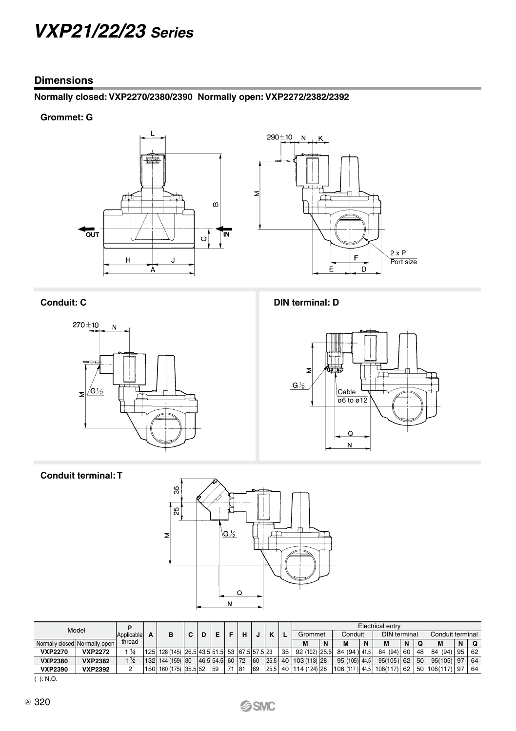# VXP21/22/23 Series

## Dimensions

### Normally closed: VXP2270/2380/2390 Normally open: VXP2272/2382/2392

**Grommet: G**

**Conduit: C**

**DIN terminal: D**

**Conduit terminal: T**

| Model | | P Applicable thread | A | B | C | D | E | F | H | J | K | L | Electrical entry | | | | | | | | | |
|---|---|---|---|---|---|---|---|---|---|---|---|---|---|---|---|---|---|---|---|---|---|---|
| | | | | | | | | | | | | | Grommet | | Conduit | | DIN terminal | | | Conduit terminal | | |
| Normally closed | Normally open | | | | | | | | | | | | M | N | M | N | M | N | Q | M | N | Q |
| **VXP2270** | **VXP2272** | 1 1/4 | 125 | 128 (145) | 26.5 | 43.5 | 51.5 | 53 | 67.5 | 57.5 | 23 | 35 | 92 (102) | 25.5 | 84 (94) | 41.5 | 84 (94) | 60 | 48 | 84 (94) | 95 | 62 |
| **VXP2380** | **VXP2382** | 1 1/2 | 132 | 144 (159) | 30 | 46.5 | 54.5 | 60 | 72 | 60 | 25.5 | 40 | 103 (113) | 28 | 95 (105) | 44.5 | 95(105) | 62 | 50 | 95(105) | 97 | 64 |
| **VXP2390** | **VXP2392** | 2 | 150 | 160 (175) | 35.5 | 52 | 59 | 71 | 81 | 69 | 25.5 | 40 | 114 (124) | 28 | 106 (117) | 44.5 | 106(117) | 62 | 50 | 106(117) | 97 | 64 |

( ): N.O.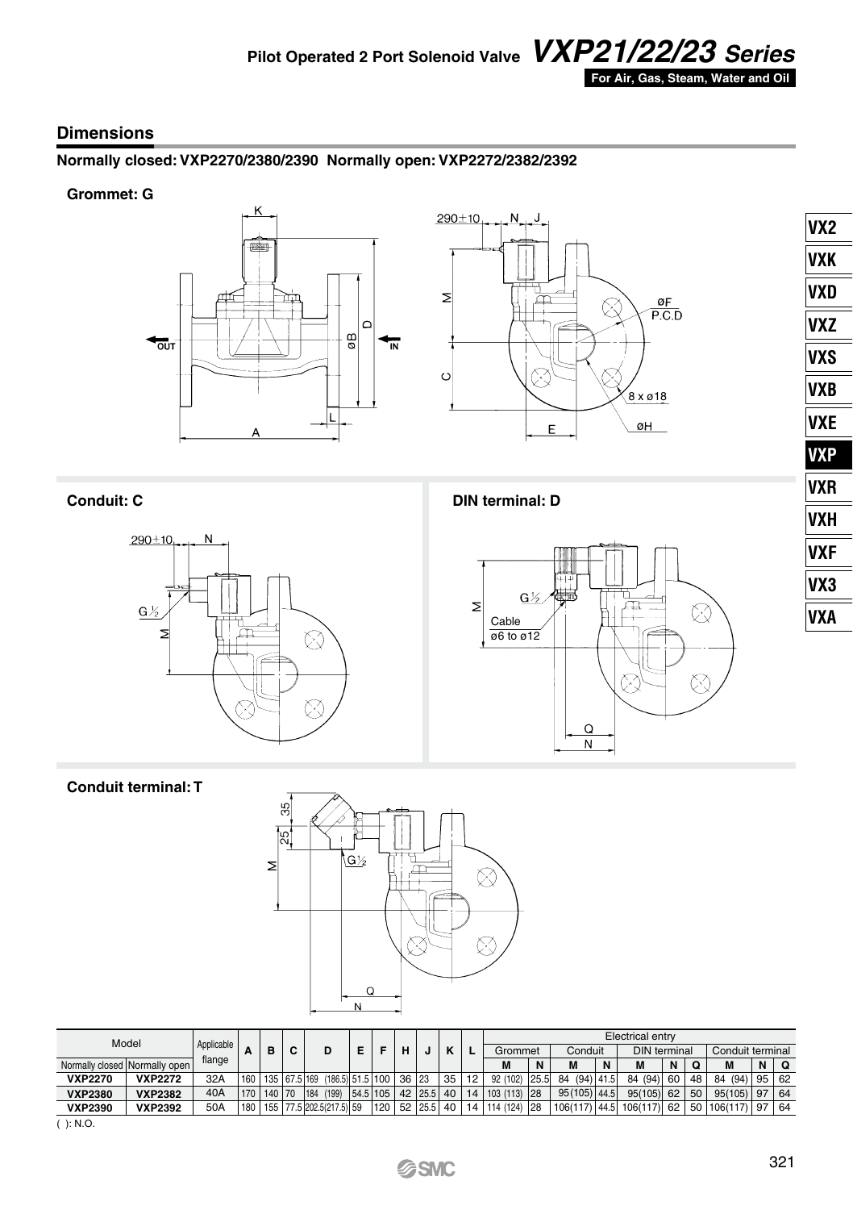## Dimensions

**Normally closed: VXP2270/2380/2390 Normally open: VXP2272/2382/2392**

**Grommet: G**

**Conduit: C**

**DIN terminal: D**

**Conduit terminal: T**

| Model | | Applicable flange | A | B | C | D | E | F | H | J | K | L | Electrical entry | | | | | | | | | |
|---|---|---|---|---|---|---|---|---|---|---|---|---|---|---|---|---|---|---|---|---|---|---|
| | | | | | | | | | | | | | Grommet | | Conduit | | DIN terminal | | | Conduit terminal | | |
| Normally closed | Normally open | | | | | | | | | | | | M | N | M | N | M | N | Q | M | N | Q |
| **VXP2270** | **VXP2272** | 32A | 160 | 135 | 67.5 | 169 (186.5) | 51.5 | 100 | 36 | 23 | 35 | 12 | 92 (102) | 25.5 | 84 (94) | 41.5 | 84 (94) | 60 | 48 | 84 (94) | 95 | 62 |
| **VXP2380** | **VXP2382** | 40A | 170 | 140 | 70 | 184 (199) | 54.5 | 105 | 42 | 25.5 | 40 | 14 | 103 (113) | 28 | 95 (105) | 44.5 | 95 (105) | 62 | 50 | 95 (105) | 97 | 64 |
| **VXP2390** | **VXP2392** | 50A | 180 | 155 | 77.5 | 202.5 (217.5) | 59 | 120 | 52 | 25.5 | 40 | 14 | 114 (124) | 28 | 106 (117) | 44.5 | 106 (117) | 62 | 50 | 106 (117) | 97 | 64 |

( ): N.O.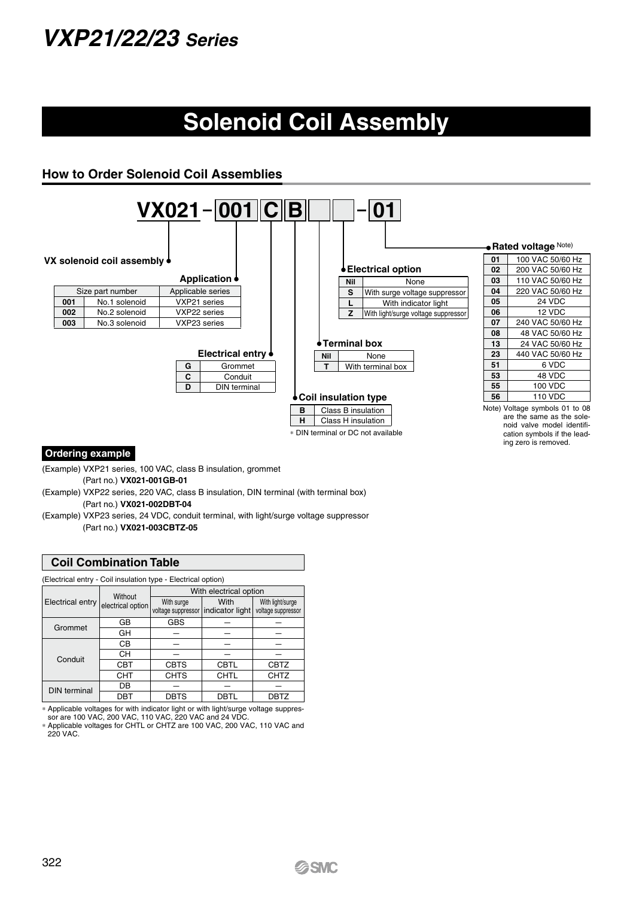# VXP21/22/23 *Series*

# Solenoid Coil Assembly

## How to Order Solenoid Coil Assemblies

**VX021 – 001 C B [ ] [ ] – 01**

**VX solenoid coil assembly**

**Application**

| | Size part number | Applicable series |
|---|---|---|
| **001** | No.1 solenoid | VXP21 series |
| **002** | No.2 solenoid | VXP22 series |
| **003** | No.3 solenoid | VXP23 series |

**Electrical entry**

| | |
|---|---|
| **G** | Grommet |
| **C** | Conduit |
| **D** | DIN terminal |

**Coil insulation type**

| | |
|---|---|
| **B** | Class B insulation |
| **H** | Class H insulation |

* DIN terminal or DC not available

**Terminal box**

| | |
|---|---|
| **Nil** | None |
| **T** | With terminal box |

**Electrical option**

| | |
|---|---|
| **Nil** | None |
| **S** | With surge voltage suppressor |
| **L** | With indicator light |
| **Z** | With light/surge voltage suppressor |

**Rated voltage** Note)

| | |
|---|---|
| **01** | 100 VAC 50/60 Hz |
| **02** | 200 VAC 50/60 Hz |
| **03** | 110 VAC 50/60 Hz |
| **04** | 220 VAC 50/60 Hz |
| **05** | 24 VDC |
| **06** | 12 VDC |
| **07** | 240 VAC 50/60 Hz |
| **08** | 48 VAC 50/60 Hz |
| **13** | 24 VAC 50/60 Hz |
| **23** | 440 VAC 50/60 Hz |
| **51** | 6 VDC |
| **53** | 48 VDC |
| **55** | 100 VDC |
| **56** | 110 VDC |

Note) Voltage symbols 01 to 08 are the same as the solenoid valve model identification symbols if the leading zero is removed.

### Ordering example

(Example) VXP21 series, 100 VAC, class B insulation, grommet
(Part no.) **VX021-001GB-01**

(Example) VXP22 series, 220 VAC, class B insulation, DIN terminal (with terminal box)
(Part no.) **VX021-002DBT-04**

(Example) VXP23 series, 24 VDC, conduit terminal, with light/surge voltage suppressor
(Part no.) **VX021-003CBTZ-05**

### Coil Combination Table

(Electrical entry - Coil insulation type - Electrical option)

| Electrical entry | Without electrical option | With electrical option | | |
|---|---|---|---|---|
| | | With surge voltage suppressor | With indicator light | With light/surge voltage suppressor |
| Grommet | GB | GBS | — | — |
| | GH | — | — | — |
| Conduit | CB | — | — | — |
| | CH | — | — | — |
| | CBT | CBTS | CBTL | CBTZ |
| | CHT | CHTS | CHTL | CHTZ |
| DIN terminal | DB | — | — | — |
| | DBT | DBTS | DBTL | DBTZ |

* Applicable voltages for with indicator light or with light/surge voltage suppressor are 100 VAC, 200 VAC, 110 VAC, 220 VAC and 24 VDC.
* Applicable voltages for CHTL or CHTZ are 100 VAC, 200 VAC, 110 VAC and 220 VAC.